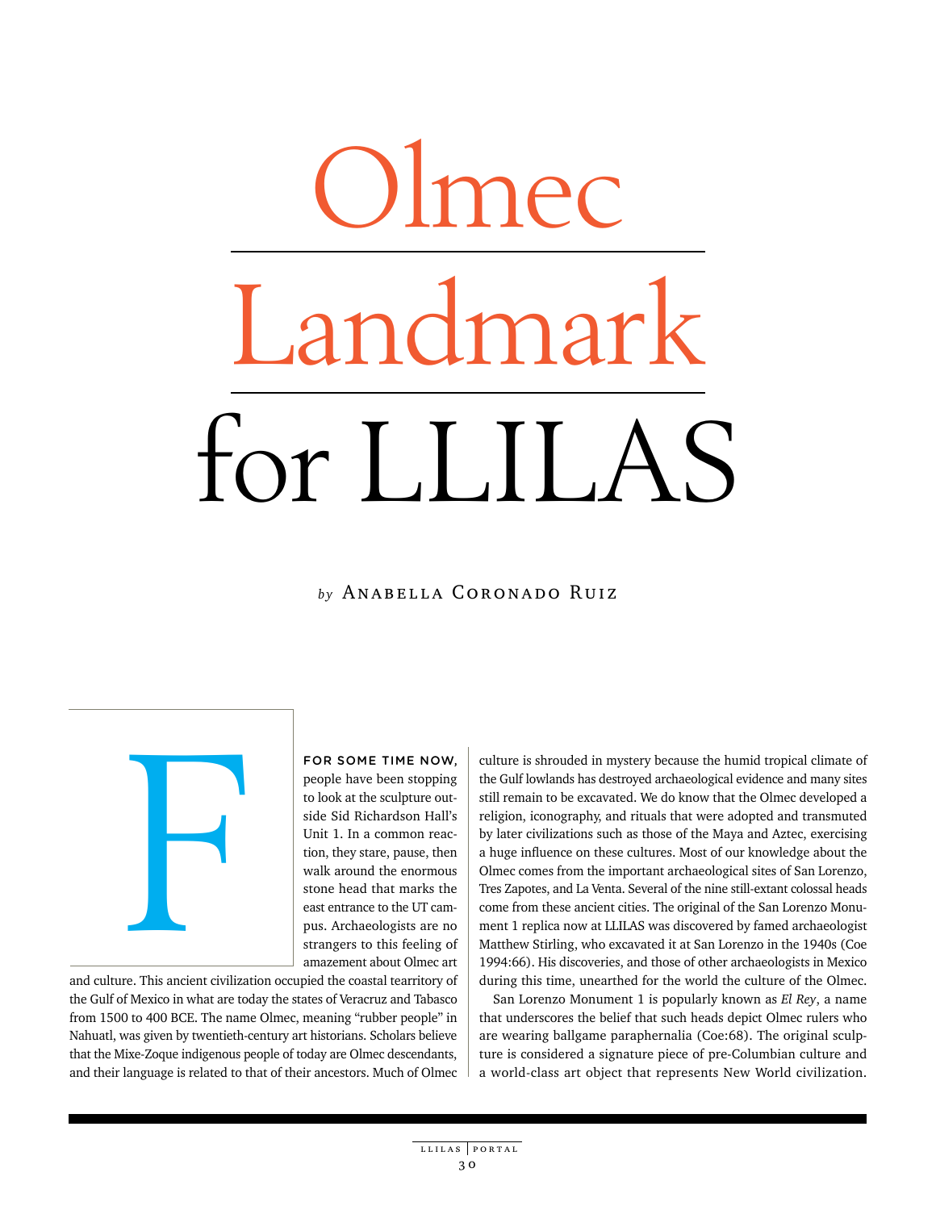# Olmec Landmark for LLILAS

*by* Anabella Coronado Ruiz

FOR SOME TIME NOW, people have been stopping to look at the sculpture outside Sid Richardson Hall's Unit 1. In a common reaction, they stare, pause, then walk around the enormous stone head that marks the east entrance to the UT campus. Archaeologists are no strangers to this feeling of amazement about Olmec art and culture. This ancient civilization occupied the coastal tearritory of the Gulf of Mexico in what are today the states of Veracruz and Tabasco from 1500 to 400 BCE. The name Olmec, meaning "rubber people" in Nahuatl, was given by twentieth-century art historians. Scholars believe that the Mixe-Zoque indigenous people of today are Olmec descendants, and their language is related to that of their ancestors. Much of Olmec culture is shrouded in mystery because the humid tropical climate of the Gulf lowlands has destroyed archaeological evidence and many sites still remain to be excavated. We do know that the Olmec developed a religion, iconography, and rituals that were adopted and transmuted by later civilizations such as those of the Maya and Aztec, exercising a huge influence on these cultures. Most of our knowledge about the Olmec comes from the important archaeological sites of San Lorenzo, Tres Zapotes, and La Venta. Several of the nine still-extant colossal heads come from these ancient cities. The original of the San Lorenzo Monument 1 replica now at LLILAS was discovered by famed archaeologist Matthew Stirling, who excavated it at San Lorenzo in the 1940s (Coe 1994:66). His discoveries, and those of other archaeologists in Mexico during this time, unearthed for the world the culture of the Olmec.

San Lorenzo Monument 1 is popularly known as *El Rey*, a name that underscores the belief that such heads depict Olmec rulers who are wearing ballgame paraphernalia (Coe:68). The original sculpture is considered a signature piece of pre-Columbian culture and a world-class art object that represents New World civilization.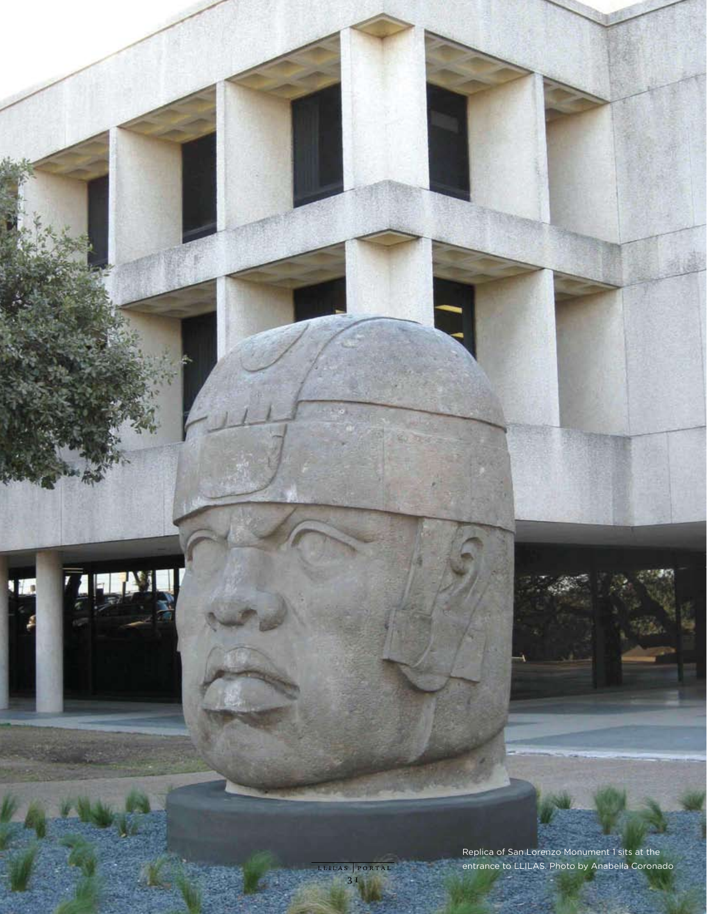Replica of San Lorenzo Monument 1 sits at the entrance to LLILAS. Photo by Anabella Coronado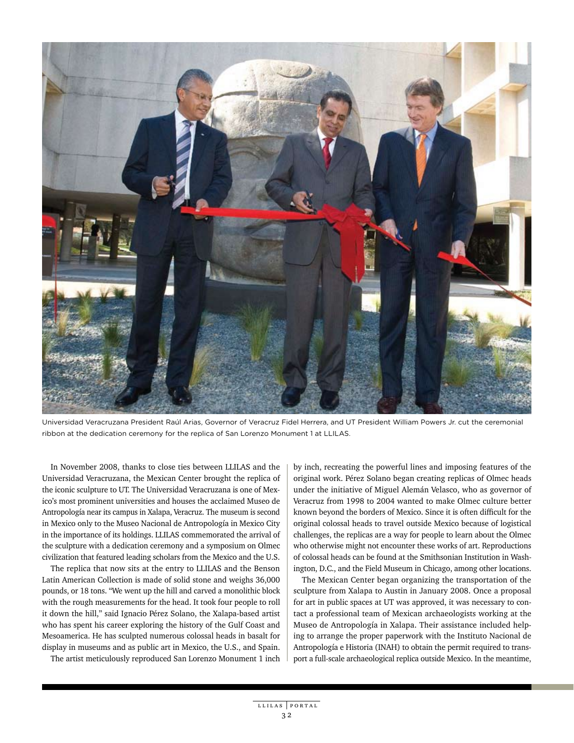Universidad Veracruzana President Raúl Arias, Governor of Veracruz Fidel Herrera, and UT President William Powers Jr. cut the ceremonial ribbon at the dedication ceremony for the replica of San Lorenzo Monument 1 at LLILAS.

In November 2008, thanks to close ties between LLILAS and the Universidad Veracruzana, the Mexican Center brought the replica of the iconic sculpture to UT. The Universidad Veracruzana is one of Mexico's most prominent universities and houses the acclaimed Museo de Antropología near its campus in Xalapa, Veracruz. The museum is second in Mexico only to the Museo Nacional de Antropología in Mexico City in the importance of its holdings. LLILAS commemorated the arrival of the sculpture with a dedication ceremony and a symposium on Olmec civilization that featured leading scholars from the Mexico and the U.S.

The replica that now sits at the entry to LLILAS and the Benson Latin American Collection is made of solid stone and weighs 36,000 pounds, or 18 tons. "We went up the hill and carved a monolithic block with the rough measurements for the head. It took four people to roll it down the hill," said Ignacio Pérez Solano, the Xalapa-based artist who has spent his career exploring the history of the Gulf Coast and Mesoamerica. He has sculpted numerous colossal heads in basalt for display in museums and as public art in Mexico, the U.S., and Spain.

The artist meticulously reproduced San Lorenzo Monument 1 inch by inch, recreating the powerful lines and imposing features of the original work. Pérez Solano began creating replicas of Olmec heads under the initiative of Miguel Alemán Velasco, who as governor of Veracruz from 1998 to 2004 wanted to make Olmec culture better known beyond the borders of Mexico. Since it is often difficult for the original colossal heads to travel outside Mexico because of logistical challenges, the replicas are a way for people to learn about the Olmec who otherwise might not encounter these works of art. Reproductions of colossal heads can be found at the Smithsonian Institution in Washington, D.C., and the Field Museum in Chicago, among other locations.

The Mexican Center began organizing the transportation of the sculpture from Xalapa to Austin in January 2008. Once a proposal for art in public spaces at UT was approved, it was necessary to contact a professional team of Mexican archaeologists working at the Museo de Antropología in Xalapa. Their assistance included helping to arrange the proper paperwork with the Instituto Nacional de Antropología e Historia (INAH) to obtain the permit required to transport a full-scale archaeological replica outside Mexico. In the meantime,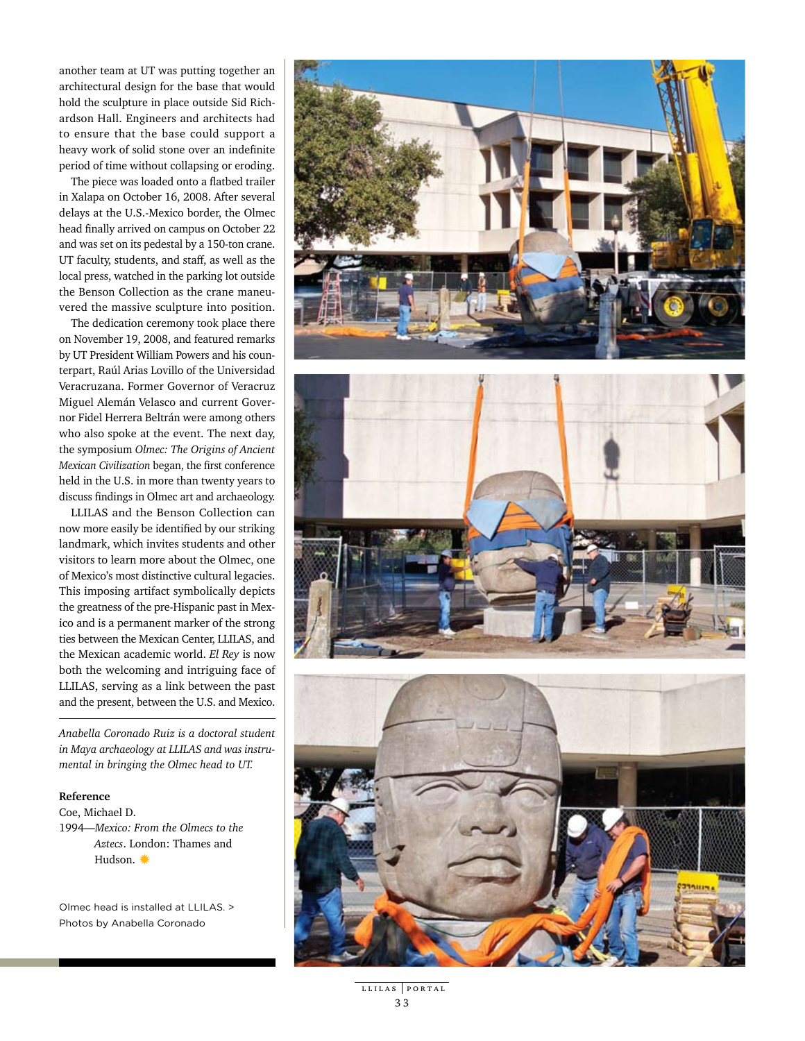another team at UT was putting together an architectural design for the base that would hold the sculpture in place outside Sid Richardson Hall. Engineers and architects had to ensure that the base could support a heavy work of solid stone over an indefinite period of time without collapsing or eroding.

The piece was loaded onto a flatbed trailer in Xalapa on October 16, 2008. After several delays at the U.S.-Mexico border, the Olmec head finally arrived on campus on October 22 and was set on its pedestal by a 150-ton crane. UT faculty, students, and staff, as well as the local press, watched in the parking lot outside the Benson Collection as the crane maneuvered the massive sculpture into position.

The dedication ceremony took place there on November 19, 2008, and featured remarks by UT President William Powers and his counterpart, Raúl Arias Lovillo of the Universidad Veracruzana. Former Governor of Veracruz Miguel Alemán Velasco and current Governor Fidel Herrera Beltrán were among others who also spoke at the event. The next day, the symposium *Olmec: The Origins of Ancient Mexican Civilization* began, the first conference held in the U.S. in more than twenty years to discuss findings in Olmec art and archaeology.

LLILAS and the Benson Collection can now more easily be identified by our striking landmark, which invites students and other visitors to learn more about the Olmec, one of Mexico's most distinctive cultural legacies. This imposing artifact symbolically depicts the greatness of the pre-Hispanic past in Mexico and is a permanent marker of the strong ties between the Mexican Center, LLILAS, and the Mexican academic world. *El Rey* is now both the welcoming and intriguing face of LLILAS, serving as a link between the past and the present, between the U.S. and Mexico.

---

*Anabella Coronado Ruiz is a doctoral student in Maya archaeology at LLILAS and was instrumental in bringing the Olmec head to UT.*

**Reference**

Coe, Michael D.
1994—*Mexico: From the Olmecs to the Aztecs*. London: Thames and Hudson.

Olmec head is installed at LLILAS. >
Photos by Anabella Coronado